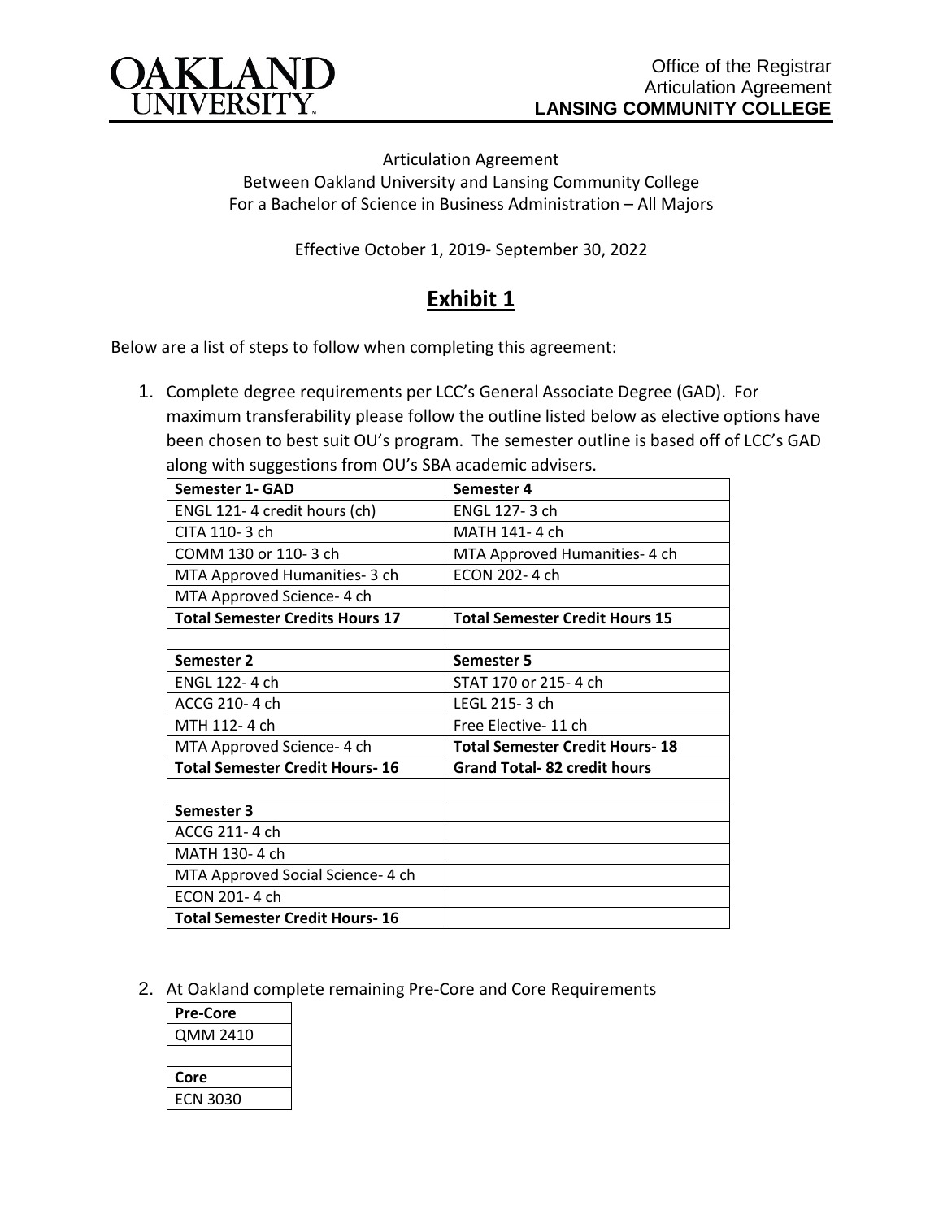**OAKLAND UNIVERSITY**

Office of the Registrar
Articulation Agreement
**LANSING COMMUNITY COLLEGE**

Articulation Agreement
Between Oakland University and Lansing Community College
For a Bachelor of Science in Business Administration – All Majors

Effective October 1, 2019- September 30, 2022

# Exhibit 1

Below are a list of steps to follow when completing this agreement:

1. Complete degree requirements per LCC's General Associate Degree (GAD). For maximum transferability please follow the outline listed below as elective options have been chosen to best suit OU's program. The semester outline is based off of LCC's GAD along with suggestions from OU's SBA academic advisers.

| **Semester 1- GAD** | **Semester 4** |
|---|---|
| ENGL 121- 4 credit hours (ch) | ENGL 127- 3 ch |
| CITA 110- 3 ch | MATH 141- 4 ch |
| COMM 130 or 110- 3 ch | MTA Approved Humanities- 4 ch |
| MTA Approved Humanities- 3 ch | ECON 202- 4 ch |
| MTA Approved Science- 4 ch | |
| **Total Semester Credits Hours 17** | **Total Semester Credit Hours 15** |
| | |
| **Semester 2** | **Semester 5** |
| ENGL 122- 4 ch | STAT 170 or 215- 4 ch |
| ACCG 210- 4 ch | LEGL 215- 3 ch |
| MTH 112- 4 ch | Free Elective- 11 ch |
| MTA Approved Science- 4 ch | **Total Semester Credit Hours- 18** |
| **Total Semester Credit Hours- 16** | **Grand Total- 82 credit hours** |
| | |
| **Semester 3** | |
| ACCG 211- 4 ch | |
| MATH 130- 4 ch | |
| MTA Approved Social Science- 4 ch | |
| ECON 201- 4 ch | |
| **Total Semester Credit Hours- 16** | |

2. At Oakland complete remaining Pre-Core and Core Requirements

| **Pre-Core** |
|---|
| QMM 2410 |
| |
| **Core** |
| ECN 3030 |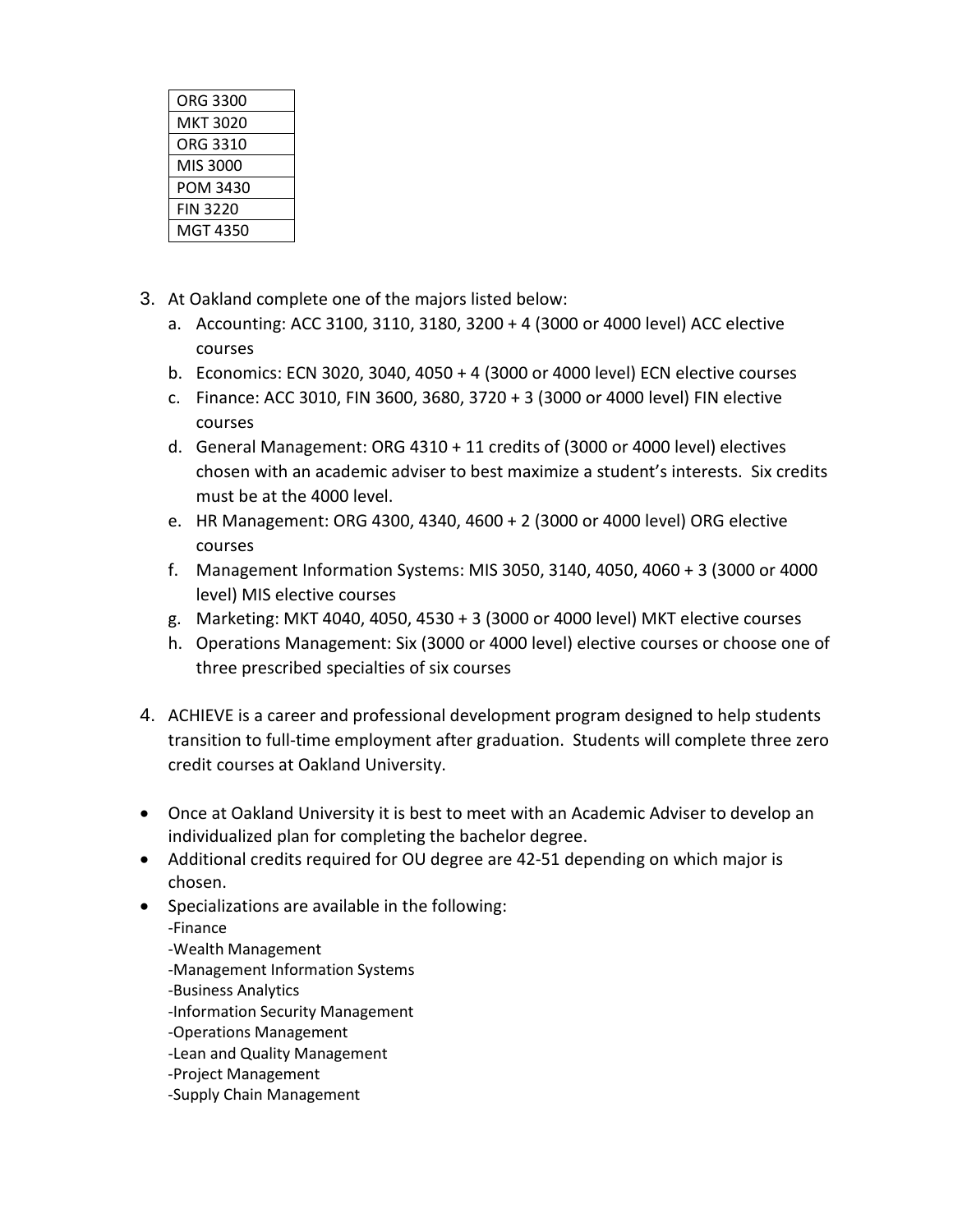| |
|---|
| ORG 3300 |
| MKT 3020 |
| ORG 3310 |
| MIS 3000 |
| POM 3430 |
| FIN 3220 |
| MGT 4350 |

3. At Oakland complete one of the majors listed below:
   a. Accounting: ACC 3100, 3110, 3180, 3200 + 4 (3000 or 4000 level) ACC elective courses
   b. Economics: ECN 3020, 3040, 4050 + 4 (3000 or 4000 level) ECN elective courses
   c. Finance: ACC 3010, FIN 3600, 3680, 3720 + 3 (3000 or 4000 level) FIN elective courses
   d. General Management: ORG 4310 + 11 credits of (3000 or 4000 level) electives chosen with an academic adviser to best maximize a student's interests. Six credits must be at the 4000 level.
   e. HR Management: ORG 4300, 4340, 4600 + 2 (3000 or 4000 level) ORG elective courses
   f. Management Information Systems: MIS 3050, 3140, 4050, 4060 + 3 (3000 or 4000 level) MIS elective courses
   g. Marketing: MKT 4040, 4050, 4530 + 3 (3000 or 4000 level) MKT elective courses
   h. Operations Management: Six (3000 or 4000 level) elective courses or choose one of three prescribed specialties of six courses

4. ACHIEVE is a career and professional development program designed to help students transition to full-time employment after graduation. Students will complete three zero credit courses at Oakland University.

- Once at Oakland University it is best to meet with an Academic Adviser to develop an individualized plan for completing the bachelor degree.
- Additional credits required for OU degree are 42-51 depending on which major is chosen.
- Specializations are available in the following:
  -Finance
  -Wealth Management
  -Management Information Systems
  -Business Analytics
  -Information Security Management
  -Operations Management
  -Lean and Quality Management
  -Project Management
  -Supply Chain Management